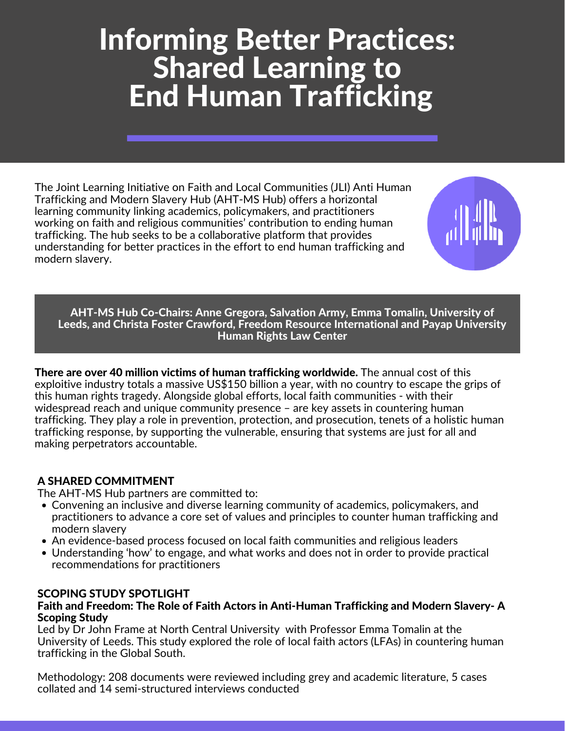# Informing Better Practices: Shared Learning to End Human Trafficking

The Joint Learning Initiative on Faith and Local Communities (JLI) Anti Human Trafficking and Modern Slavery Hub (AHT-MS Hub) offers a horizontal learning community linking academics, policymakers, and practitioners working on faith and religious communities' contribution to ending human trafficking. The hub seeks to be a collaborative platform that provides understanding for better practices in the effort to end human trafficking and modern slavery.

**AHT-MS Hub Co-Chairs: Anne Gregora, Salvation Army, Emma Tomalin, University of Leeds, and Christa Foster Crawford, Freedom Resource International and Payap University Human Rights Law Center**

**There are over 40 million victims of human trafficking worldwide.** The annual cost of this exploitive industry totals a massive US$150 billion a year, with no country to escape the grips of this human rights tragedy. Alongside global efforts, local faith communities - with their widespread reach and unique community presence – are key assets in countering human trafficking. They play a role in prevention, protection, and prosecution, tenets of a holistic human trafficking response, by supporting the vulnerable, ensuring that systems are just for all and making perpetrators accountable.

## A SHARED COMMITMENT

The AHT-MS Hub partners are committed to:

- Convening an inclusive and diverse learning community of academics, policymakers, and practitioners to advance a core set of values and principles to counter human trafficking and modern slavery
- An evidence-based process focused on local faith communities and religious leaders
- Understanding 'how' to engage, and what works and does not in order to provide practical recommendations for practitioners

## SCOPING STUDY SPOTLIGHT

### Faith and Freedom: The Role of Faith Actors in Anti-Human Trafficking and Modern Slavery- A Scoping Study

Led by Dr John Frame at North Central University with Professor Emma Tomalin at the University of Leeds. This study explored the role of local faith actors (LFAs) in countering human trafficking in the Global South.

Methodology: 208 documents were reviewed including grey and academic literature, 5 cases collated and 14 semi-structured interviews conducted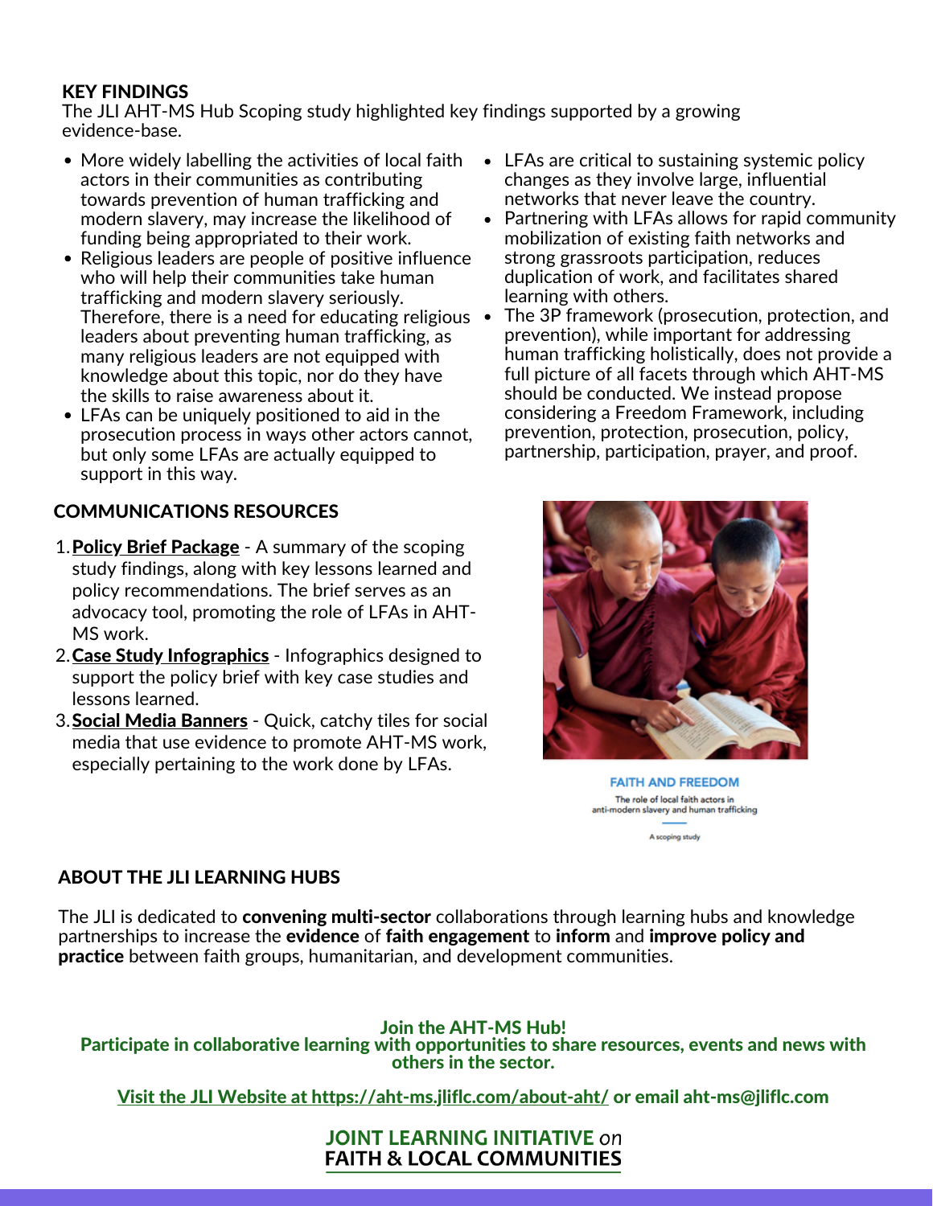## KEY FINDINGS

The JLI AHT-MS Hub Scoping study highlighted key findings supported by a growing evidence-base.

- More widely labelling the activities of local faith actors in their communities as contributing towards prevention of human trafficking and modern slavery, may increase the likelihood of funding being appropriated to their work.
- Religious leaders are people of positive influence who will help their communities take human trafficking and modern slavery seriously. Therefore, there is a need for educating religious leaders about preventing human trafficking, as many religious leaders are not equipped with knowledge about this topic, nor do they have the skills to raise awareness about it.
- LFAs can be uniquely positioned to aid in the prosecution process in ways other actors cannot, but only some LFAs are actually equipped to support in this way.
- LFAs are critical to sustaining systemic policy changes as they involve large, influential networks that never leave the country.
- Partnering with LFAs allows for rapid community mobilization of existing faith networks and strong grassroots participation, reduces duplication of work, and facilitates shared learning with others.
- The 3P framework (prosecution, protection, and prevention), while important for addressing human trafficking holistically, does not provide a full picture of all facets through which AHT-MS should be conducted. We instead propose considering a Freedom Framework, including prevention, protection, prosecution, policy, partnership, participation, prayer, and proof.

## COMMUNICATIONS RESOURCES

1. **Policy Brief Package** - A summary of the scoping study findings, along with key lessons learned and policy recommendations. The brief serves as an advocacy tool, promoting the role of LFAs in AHT-MS work.
2. **Case Study Infographics** - Infographics designed to support the policy brief with key case studies and lessons learned.
3. **Social Media Banners** - Quick, catchy tiles for social media that use evidence to promote AHT-MS work, especially pertaining to the work done by LFAs.

FAITH AND FREEDOM

The role of local faith actors in anti-modern slavery and human trafficking

A scoping study

## ABOUT THE JLI LEARNING HUBS

The JLI is dedicated to **convening multi-sector** collaborations through learning hubs and knowledge partnerships to increase the **evidence** of **faith engagement** to **inform** and **improve policy and practice** between faith groups, humanitarian, and development communities.

**Join the AHT-MS Hub!**
**Participate in collaborative learning with opportunities to share resources, events and news with others in the sector.**

**Visit the JLI Website at https://aht-ms.jliflc.com/about-aht/ or email aht-ms@jliflc.com**

**JOINT LEARNING INITIATIVE** *on*
**FAITH & LOCAL COMMUNITIES**